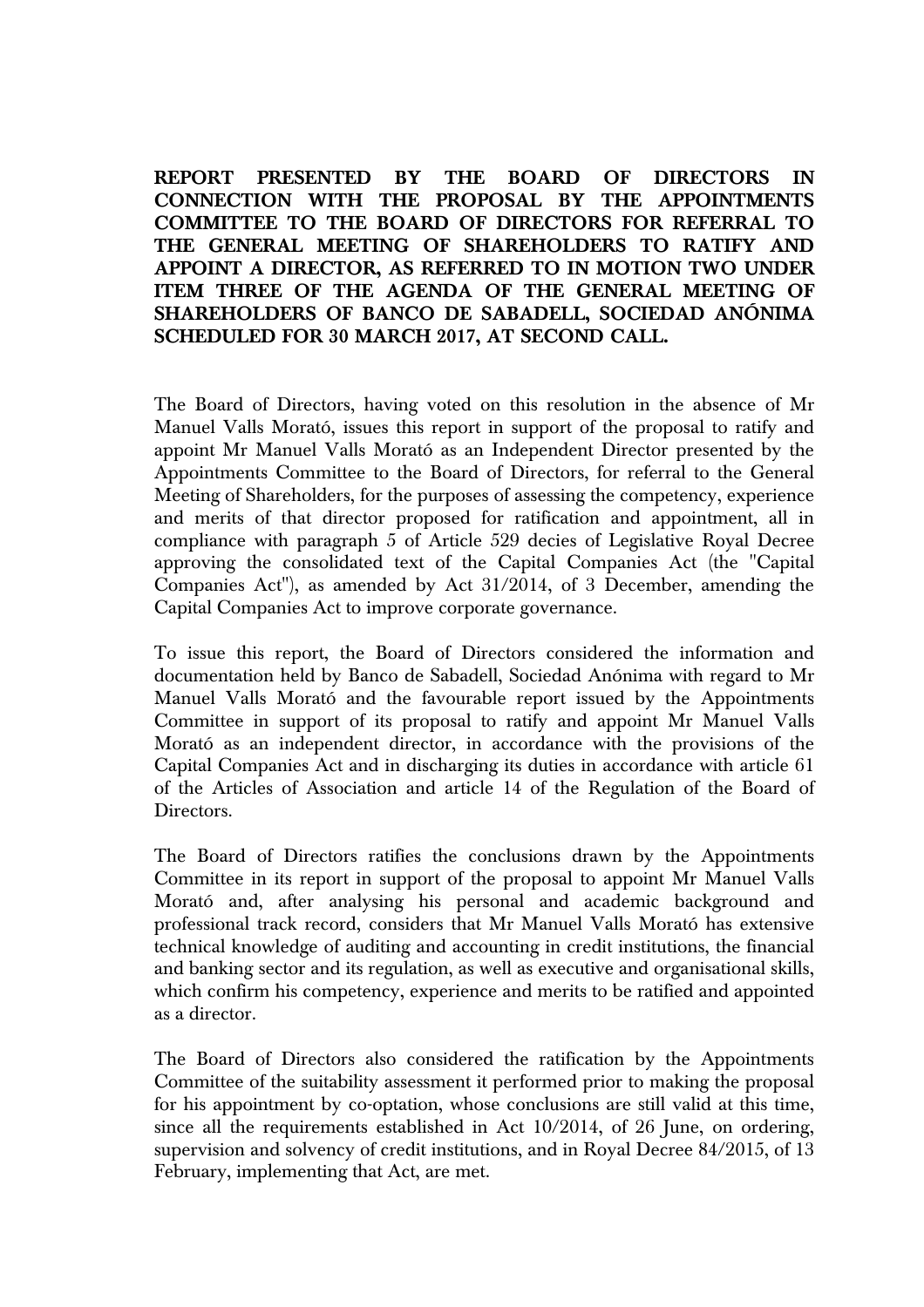**REPORT PRESENTED BY THE BOARD OF DIRECTORS IN CONNECTION WITH THE PROPOSAL BY THE APPOINTMENTS COMMITTEE TO THE BOARD OF DIRECTORS FOR REFERRAL TO THE GENERAL MEETING OF SHAREHOLDERS TO RATIFY AND APPOINT A DIRECTOR, AS REFERRED TO IN MOTION TWO UNDER ITEM THREE OF THE AGENDA OF THE GENERAL MEETING OF SHAREHOLDERS OF BANCO DE SABADELL, SOCIEDAD ANÓNIMA SCHEDULED FOR 30 MARCH 2017, AT SECOND CALL.**

The Board of Directors, having voted on this resolution in the absence of Mr Manuel Valls Morató, issues this report in support of the proposal to ratify and appoint Mr Manuel Valls Morató as an Independent Director presented by the Appointments Committee to the Board of Directors, for referral to the General Meeting of Shareholders, for the purposes of assessing the competency, experience and merits of that director proposed for ratification and appointment, all in compliance with paragraph 5 of Article 529 decies of Legislative Royal Decree approving the consolidated text of the Capital Companies Act (the "Capital Companies Act"), as amended by Act 31/2014, of 3 December, amending the Capital Companies Act to improve corporate governance.

To issue this report, the Board of Directors considered the information and documentation held by Banco de Sabadell, Sociedad Anónima with regard to Mr Manuel Valls Morató and the favourable report issued by the Appointments Committee in support of its proposal to ratify and appoint Mr Manuel Valls Morató as an independent director, in accordance with the provisions of the Capital Companies Act and in discharging its duties in accordance with article 61 of the Articles of Association and article 14 of the Regulation of the Board of Directors.

The Board of Directors ratifies the conclusions drawn by the Appointments Committee in its report in support of the proposal to appoint Mr Manuel Valls Morató and, after analysing his personal and academic background and professional track record, considers that Mr Manuel Valls Morató has extensive technical knowledge of auditing and accounting in credit institutions, the financial and banking sector and its regulation, as well as executive and organisational skills, which confirm his competency, experience and merits to be ratified and appointed as a director.

The Board of Directors also considered the ratification by the Appointments Committee of the suitability assessment it performed prior to making the proposal for his appointment by co-optation, whose conclusions are still valid at this time, since all the requirements established in Act 10/2014, of 26 June, on ordering, supervision and solvency of credit institutions, and in Royal Decree 84/2015, of 13 February, implementing that Act, are met.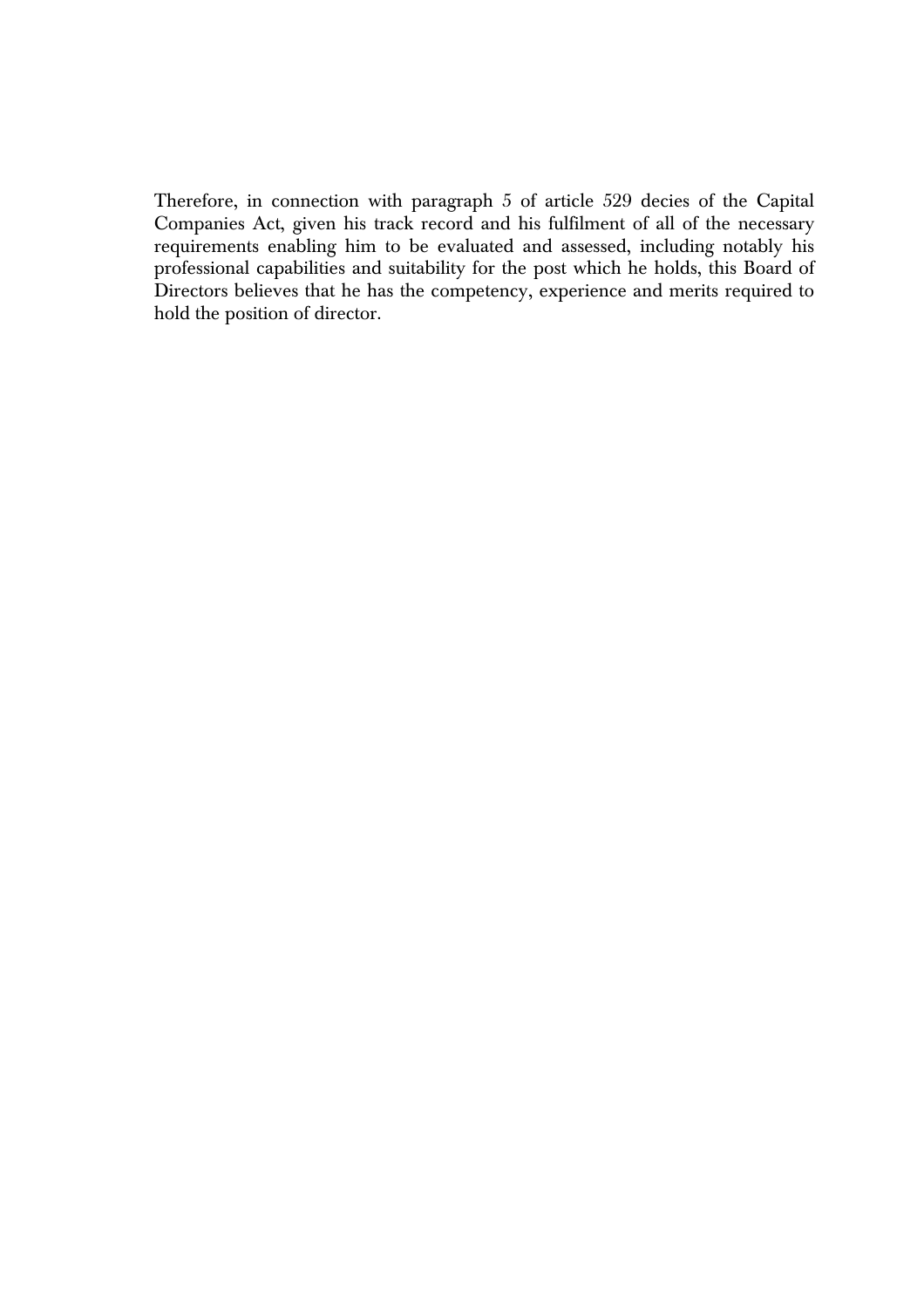Therefore, in connection with paragraph 5 of article 529 decies of the Capital Companies Act, given his track record and his fulfilment of all of the necessary requirements enabling him to be evaluated and assessed, including notably his professional capabilities and suitability for the post which he holds, this Board of Directors believes that he has the competency, experience and merits required to hold the position of director.